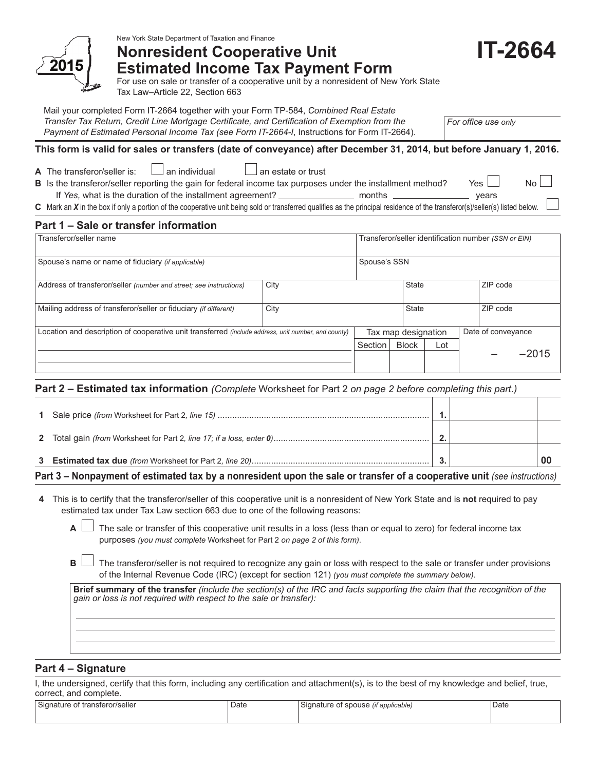New York State Department of Taxation and Finance

**2015**

# Nonresident Cooperative Unit Estimated Income Tax Payment Form

# IT-2664

For use on sale or transfer of a cooperative unit by a nonresident of New York State
Tax Law–Article 22, Section 663

Mail your completed Form IT-2664 together with your Form TP-584, *Combined Real Estate Transfer Tax Return, Credit Line Mortgage Certificate, and Certification of Exemption from the Payment of Estimated Personal Income Tax (see Form IT-2664-I*, Instructions for Form IT-2664).

*For office use only*

**This form is valid for sales or transfers (date of conveyance) after December 31, 2014, but before January 1, 2016.**

**A** The transferor/seller is: ☐ an individual ☐ an estate or trust

**B** Is the transferor/seller reporting the gain for federal income tax purposes under the installment method? Yes ☐ No ☐

If *Yes,* what is the duration of the installment agreement? ________ months ________ years

**C** Mark an ***X*** in the box if only a portion of the cooperative unit being sold or transferred qualifies as the principal residence of the transferor(s)/seller(s) listed below. ☐

## Part 1 – Sale or transfer information

| Transferor/seller name | | | | Transferor/seller identification number *(SSN or EIN)* | |
|---|---|---|---|---|---|
| Spouse's name or name of fiduciary *(if applicable)* | | | | Spouse's SSN | |
| Address of transferor/seller *(number and street; see instructions)* | City | | | State | ZIP code |
| Mailing address of transferor/seller or fiduciary *(if different)* | City | | | State | ZIP code |
| Location and description of cooperative unit transferred *(include address, unit number, and county)* | Tax map designation | | | Date of conveyance | |
| | Section | Block | Lot | – –2015 | |

## Part 2 – Estimated tax information *(Complete* Worksheet for Part 2 *on page 2 before completing this part.)*

| | | | | |
|---|---|---|---|---|
| **1** | Sale price *(from* Worksheet for Part 2*, line 15)* | **1.** | | |
| **2** | Total gain *(from* Worksheet for Part 2*, line 17; if a loss, enter 0)* | **2.** | | |
| **3** | **Estimated tax due** *(from* Worksheet for Part 2*, line 20)* | **3.** | | **00** |

## Part 3 – Nonpayment of estimated tax by a nonresident upon the sale or transfer of a cooperative unit *(see instructions)*

**4** This is to certify that the transferor/seller of this cooperative unit is a nonresident of New York State and is **not** required to pay estimated tax under Tax Law section 663 due to one of the following reasons:

**A** ☐ The sale or transfer of this cooperative unit results in a loss (less than or equal to zero) for federal income tax purposes *(you must complete* Worksheet for Part 2 *on page 2 of this form)*.

**B** ☐ The transferor/seller is not required to recognize any gain or loss with respect to the sale or transfer under provisions of the Internal Revenue Code (IRC) (except for section 121) *(you must complete the summary below)*.

**Brief summary of the transfer** *(include the section(s) of the IRC and facts supporting the claim that the recognition of the gain or loss is not required with respect to the sale or transfer):*

## Part 4 – Signature

I, the undersigned, certify that this form, including any certification and attachment(s), is to the best of my knowledge and belief, true, correct, and complete.

| Signature of transferor/seller | Date | Signature of spouse *(if applicable)* | Date |
|---|---|---|---|
| | | | |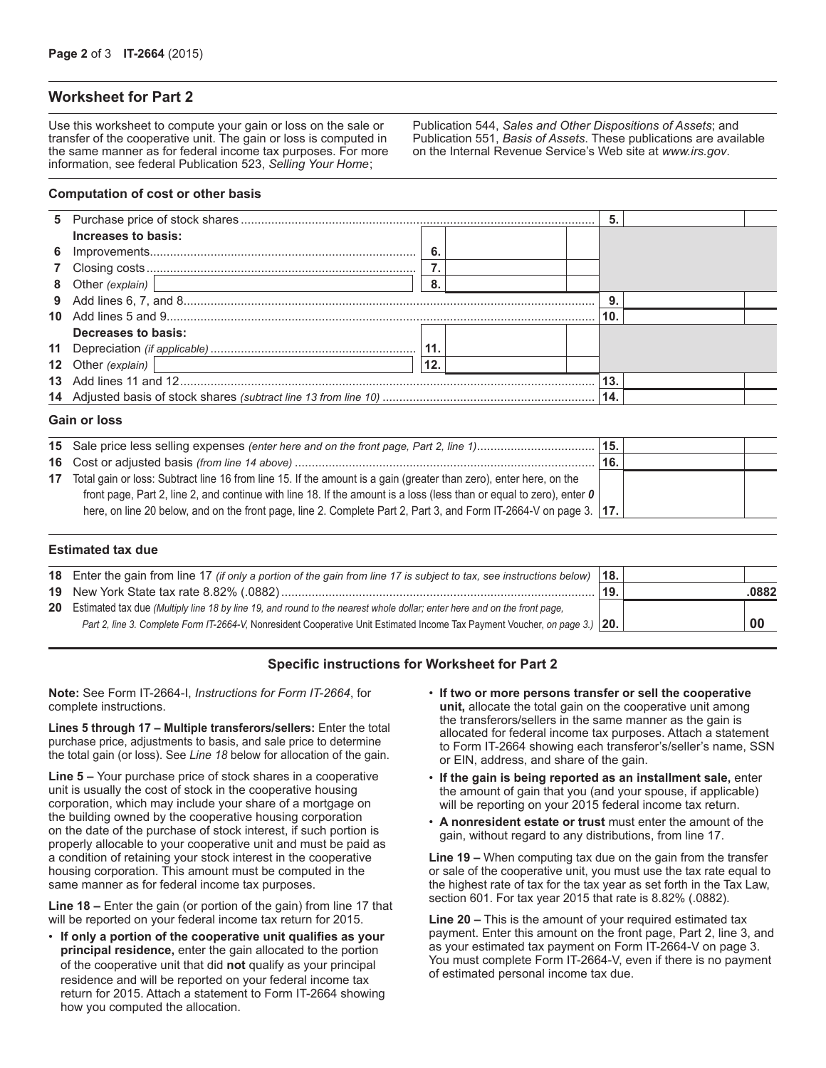## Worksheet for Part 2

Use this worksheet to compute your gain or loss on the sale or transfer of the cooperative unit. The gain or loss is computed in the same manner as for federal income tax purposes. For more information, see federal Publication 523, *Selling Your Home*; Publication 544, *Sales and Other Dispositions of Assets*; and Publication 551, *Basis of Assets*. These publications are available on the Internal Revenue Service's Web site at *www.irs.gov*.

### Computation of cost or other basis

| | | | | | |
|---|---|---|---|---|---|
| 5 | Purchase price of stock shares | | | 5. | |
| | **Increases to basis:** | | | | |
| 6 | Improvements | 6. | | | |
| 7 | Closing costs | 7. | | | |
| 8 | Other *(explain)* | 8. | | | |
| 9 | Add lines 6, 7, and 8 | | | 9. | |
| 10 | Add lines 5 and 9 | | | 10. | |
| | **Decreases to basis:** | | | | |
| 11 | Depreciation *(if applicable)* | 11. | | | |
| 12 | Other *(explain)* | 12. | | | |
| 13 | Add lines 11 and 12 | | | 13. | |
| 14 | Adjusted basis of stock shares *(subtract line 13 from line 10)* | | | 14. | |

### Gain or loss

| | | | |
|---|---|---|---|
| 15 | Sale price less selling expenses *(enter here and on the front page, Part 2, line 1)* | 15. | |
| 16 | Cost or adjusted basis *(from line 14 above)* | 16. | |
| 17 | Total gain or loss: Subtract line 16 from line 15. If the amount is a gain (greater than zero), enter here, on the front page, Part 2, line 2, and continue with line 18. If the amount is a loss (less than or equal to zero), enter ***0*** here, on line 20 below, and on the front page, line 2. Complete Part 2, Part 3, and Form IT-2664-V on page 3. | 17. | |

### Estimated tax due

| | | | | |
|---|---|---|---|---|
| 18 | Enter the gain from line 17 *(if only a portion of the gain from line 17 is subject to tax, see instructions below)* | 18. | | |
| 19 | New York State tax rate 8.82% (.0882) | 19. | | .0882 |
| 20 | Estimated tax due *(Multiply line 18 by line 19, and round to the nearest whole dollar; enter here and on the front page, Part 2, line 3. Complete Form IT-2664-V,* Nonresident Cooperative Unit Estimated Income Tax Payment Voucher, *on page 3.)* | 20. | | 00 |

### Specific instructions for Worksheet for Part 2

**Note:** See Form IT-2664-I, *Instructions for Form IT-2664*, for complete instructions.

**Lines 5 through 17 – Multiple transferors/sellers:** Enter the total purchase price, adjustments to basis, and sale price to determine the total gain (or loss). See *Line 18* below for allocation of the gain.

**Line 5 –** Your purchase price of stock shares in a cooperative unit is usually the cost of stock in the cooperative housing corporation, which may include your share of a mortgage on the building owned by the cooperative housing corporation on the date of the purchase of stock interest, if such portion is properly allocable to your cooperative unit and must be paid as a condition of retaining your stock interest in the cooperative housing corporation. This amount must be computed in the same manner as for federal income tax purposes.

**Line 18 –** Enter the gain (or portion of the gain) from line 17 that will be reported on your federal income tax return for 2015.

- **If only a portion of the cooperative unit qualifies as your principal residence,** enter the gain allocated to the portion of the cooperative unit that did **not** qualify as your principal residence and will be reported on your federal income tax return for 2015. Attach a statement to Form IT-2664 showing how you computed the allocation.
- **If two or more persons transfer or sell the cooperative unit,** allocate the total gain on the cooperative unit among the transferors/sellers in the same manner as the gain is allocated for federal income tax purposes. Attach a statement to Form IT-2664 showing each transferor's/seller's name, SSN or EIN, address, and share of the gain.
- **If the gain is being reported as an installment sale,** enter the amount of gain that you (and your spouse, if applicable) will be reporting on your 2015 federal income tax return.
- **A nonresident estate or trust** must enter the amount of the gain, without regard to any distributions, from line 17.

**Line 19 –** When computing tax due on the gain from the transfer or sale of the cooperative unit, you must use the tax rate equal to the highest rate of tax for the tax year as set forth in the Tax Law, section 601. For tax year 2015 that rate is 8.82% (.0882).

**Line 20 –** This is the amount of your required estimated tax payment. Enter this amount on the front page, Part 2, line 3, and as your estimated tax payment on Form IT-2664-V on page 3. You must complete Form IT-2664-V, even if there is no payment of estimated personal income tax due.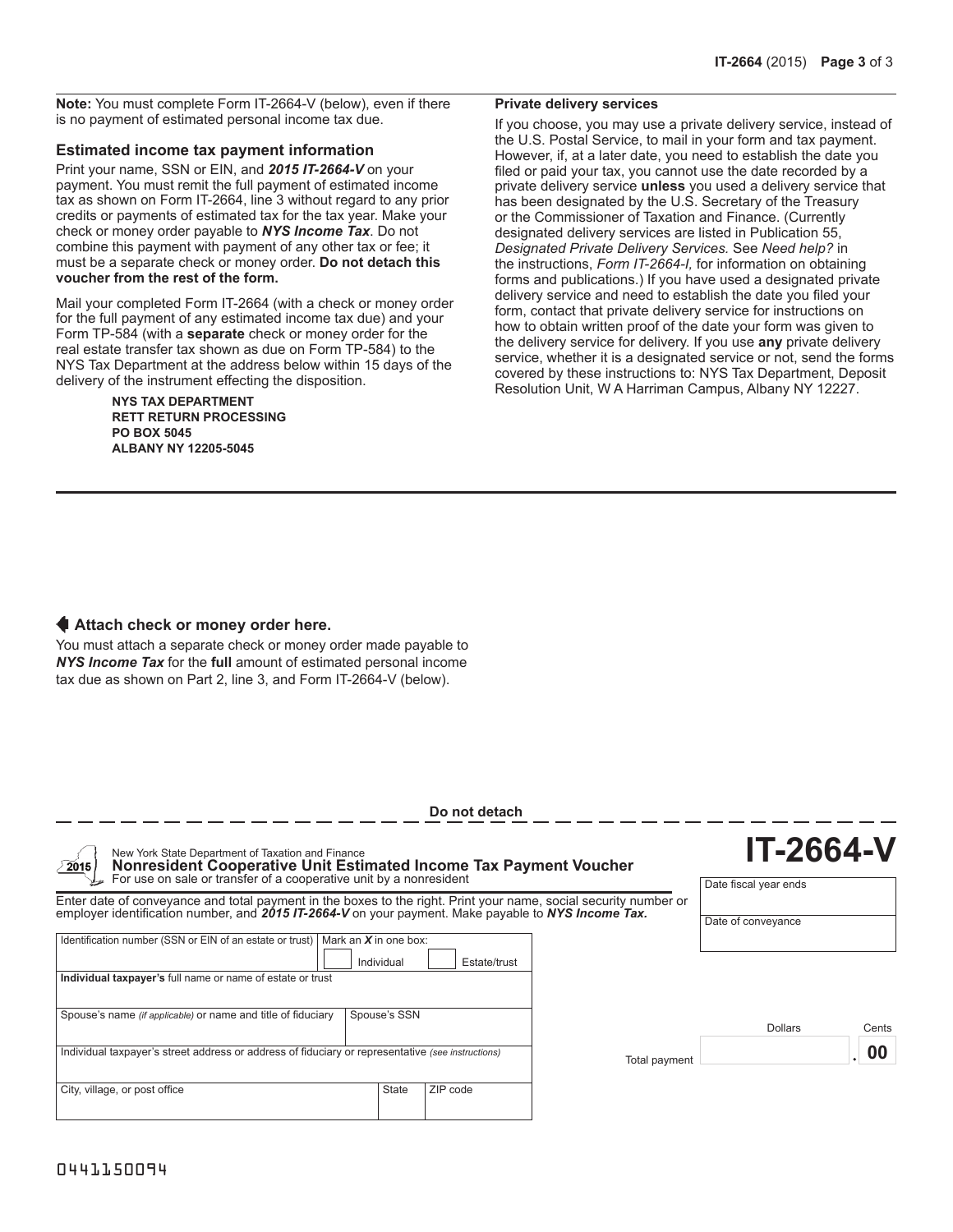**Note:** You must complete Form IT-2664-V (below), even if there is no payment of estimated personal income tax due.

### Estimated income tax payment information

Print your name, SSN or EIN, and ***2015 IT-2664-V*** on your payment. You must remit the full payment of estimated income tax as shown on Form IT-2664, line 3 without regard to any prior credits or payments of estimated tax for the tax year. Make your check or money order payable to ***NYS Income Tax***. Do not combine this payment with payment of any other tax or fee; it must be a separate check or money order. **Do not detach this voucher from the rest of the form.**

Mail your completed Form IT-2664 (with a check or money order for the full payment of any estimated income tax due) and your Form TP-584 (with a **separate** check or money order for the real estate transfer tax shown as due on Form TP-584) to the NYS Tax Department at the address below within 15 days of the delivery of the instrument effecting the disposition.

**NYS TAX DEPARTMENT**
**RETT RETURN PROCESSING**
**PO BOX 5045**
**ALBANY NY 12205-5045**

**Private delivery services**

If you choose, you may use a private delivery service, instead of the U.S. Postal Service, to mail in your form and tax payment. However, if, at a later date, you need to establish the date you filed or paid your tax, you cannot use the date recorded by a private delivery service **unless** you used a delivery service that has been designated by the U.S. Secretary of the Treasury or the Commissioner of Taxation and Finance. (Currently designated delivery services are listed in Publication 55, *Designated Private Delivery Services.* See *Need help?* in the instructions, *Form IT-2664-I,* for information on obtaining forms and publications.) If you have used a designated private delivery service and need to establish the date you filed your form, contact that private delivery service for instructions on how to obtain written proof of the date your form was given to the delivery service for delivery. If you use **any** private delivery service, whether it is a designated service or not, send the forms covered by these instructions to: NYS Tax Department, Deposit Resolution Unit, W A Harriman Campus, Albany NY 12227.

**Attach check or money order here.**

You must attach a separate check or money order made payable to ***NYS Income Tax*** for the **full** amount of estimated personal income tax due as shown on Part 2, line 3, and Form IT-2664-V (below).

**Do not detach**

New York State Department of Taxation and Finance
**Nonresident Cooperative Unit Estimated Income Tax Payment Voucher**
For use on sale or transfer of a cooperative unit by a nonresident

# IT-2664-V

2015

Enter date of conveyance and total payment in the boxes to the right. Print your name, social security number or employer identification number, and ***2015 IT-2664-V*** on your payment. Make payable to ***NYS Income Tax.***

| | | |
|---|---|---|
| Identification number (SSN or EIN of an estate or trust) | Mark an ***X*** in one box: ☐ Individual ☐ Estate/trust | |
| **Individual taxpayer's** full name or name of estate or trust | | |
| Spouse's name *(if applicable)* or name and title of fiduciary | Spouse's SSN | |
| Individual taxpayer's street address or address of fiduciary or representative *(see instructions)* | | |
| City, village, or post office | State | ZIP code |

Date fiscal year ends

Date of conveyance

| | Dollars | Cents |
|---|---|---|
| Total payment | | . 00 |

0441150094